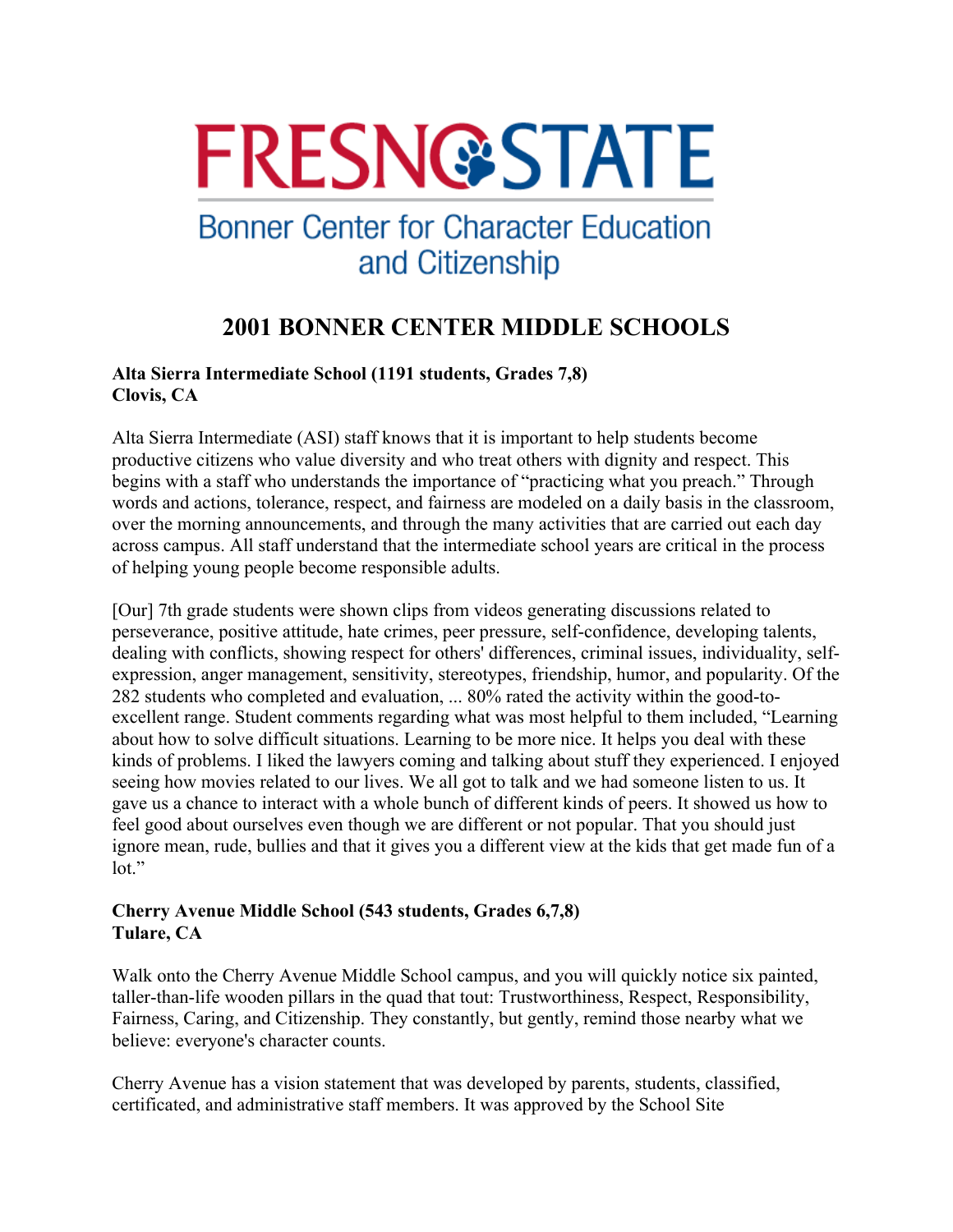FRESNO STATE

Bonner Center for Character Education and Citizenship

# 2001 BONNER CENTER MIDDLE SCHOOLS

**Alta Sierra Intermediate School (1191 students, Grades 7,8)**
**Clovis, CA**

Alta Sierra Intermediate (ASI) staff knows that it is important to help students become productive citizens who value diversity and who treat others with dignity and respect. This begins with a staff who understands the importance of "practicing what you preach." Through words and actions, tolerance, respect, and fairness are modeled on a daily basis in the classroom, over the morning announcements, and through the many activities that are carried out each day across campus. All staff understand that the intermediate school years are critical in the process of helping young people become responsible adults.

[Our] 7th grade students were shown clips from videos generating discussions related to perseverance, positive attitude, hate crimes, peer pressure, self-confidence, developing talents, dealing with conflicts, showing respect for others' differences, criminal issues, individuality, self-expression, anger management, sensitivity, stereotypes, friendship, humor, and popularity. Of the 282 students who completed and evaluation, ... 80% rated the activity within the good-to-excellent range. Student comments regarding what was most helpful to them included, "Learning about how to solve difficult situations. Learning to be more nice. It helps you deal with these kinds of problems. I liked the lawyers coming and talking about stuff they experienced. I enjoyed seeing how movies related to our lives. We all got to talk and we had someone listen to us. It gave us a chance to interact with a whole bunch of different kinds of peers. It showed us how to feel good about ourselves even though we are different or not popular. That you should just ignore mean, rude, bullies and that it gives you a different view at the kids that get made fun of a lot."

**Cherry Avenue Middle School (543 students, Grades 6,7,8)**
**Tulare, CA**

Walk onto the Cherry Avenue Middle School campus, and you will quickly notice six painted, taller-than-life wooden pillars in the quad that tout: Trustworthiness, Respect, Responsibility, Fairness, Caring, and Citizenship. They constantly, but gently, remind those nearby what we believe: everyone's character counts.

Cherry Avenue has a vision statement that was developed by parents, students, classified, certificated, and administrative staff members. It was approved by the School Site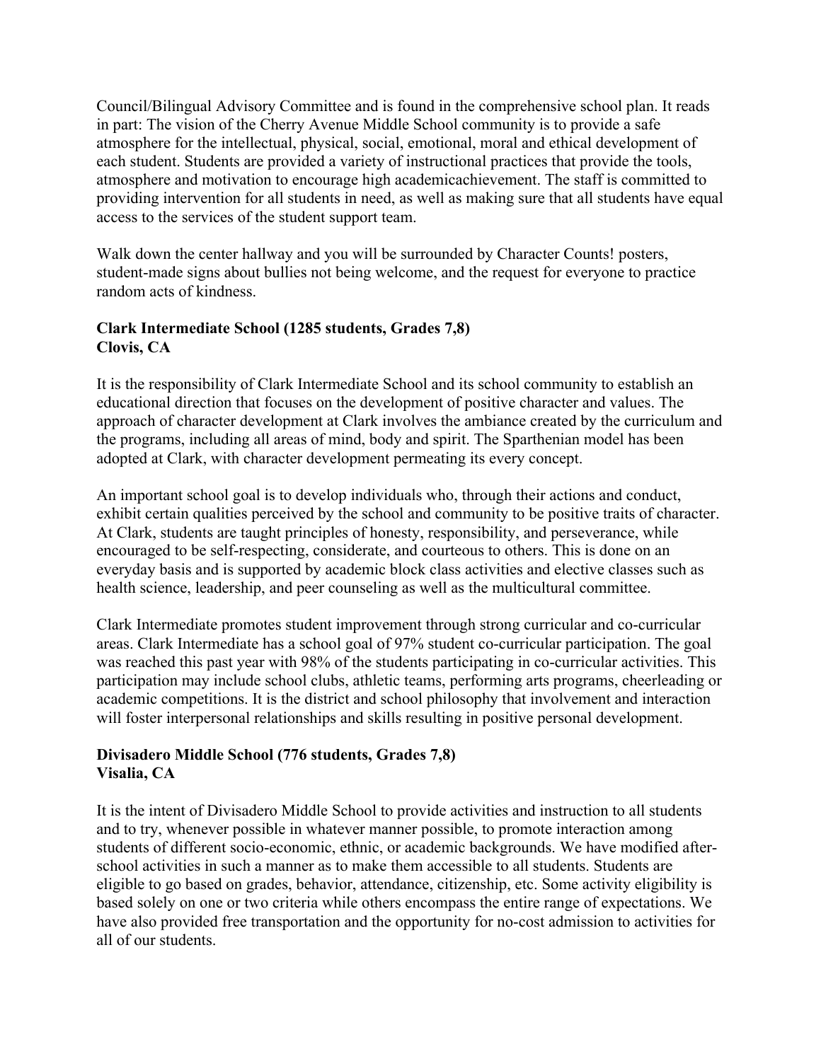Council/Bilingual Advisory Committee and is found in the comprehensive school plan. It reads in part: The vision of the Cherry Avenue Middle School community is to provide a safe atmosphere for the intellectual, physical, social, emotional, moral and ethical development of each student. Students are provided a variety of instructional practices that provide the tools, atmosphere and motivation to encourage high academicachievement. The staff is committed to providing intervention for all students in need, as well as making sure that all students have equal access to the services of the student support team.

Walk down the center hallway and you will be surrounded by Character Counts! posters, student-made signs about bullies not being welcome, and the request for everyone to practice random acts of kindness.

**Clark Intermediate School (1285 students, Grades 7,8)**
**Clovis, CA**

It is the responsibility of Clark Intermediate School and its school community to establish an educational direction that focuses on the development of positive character and values. The approach of character development at Clark involves the ambiance created by the curriculum and the programs, including all areas of mind, body and spirit. The Sparthenian model has been adopted at Clark, with character development permeating its every concept.

An important school goal is to develop individuals who, through their actions and conduct, exhibit certain qualities perceived by the school and community to be positive traits of character. At Clark, students are taught principles of honesty, responsibility, and perseverance, while encouraged to be self-respecting, considerate, and courteous to others. This is done on an everyday basis and is supported by academic block class activities and elective classes such as health science, leadership, and peer counseling as well as the multicultural committee.

Clark Intermediate promotes student improvement through strong curricular and co-curricular areas. Clark Intermediate has a school goal of 97% student co-curricular participation. The goal was reached this past year with 98% of the students participating in co-curricular activities. This participation may include school clubs, athletic teams, performing arts programs, cheerleading or academic competitions. It is the district and school philosophy that involvement and interaction will foster interpersonal relationships and skills resulting in positive personal development.

**Divisadero Middle School (776 students, Grades 7,8)**
**Visalia, CA**

It is the intent of Divisadero Middle School to provide activities and instruction to all students and to try, whenever possible in whatever manner possible, to promote interaction among students of different socio-economic, ethnic, or academic backgrounds. We have modified after-school activities in such a manner as to make them accessible to all students. Students are eligible to go based on grades, behavior, attendance, citizenship, etc. Some activity eligibility is based solely on one or two criteria while others encompass the entire range of expectations. We have also provided free transportation and the opportunity for no-cost admission to activities for all of our students.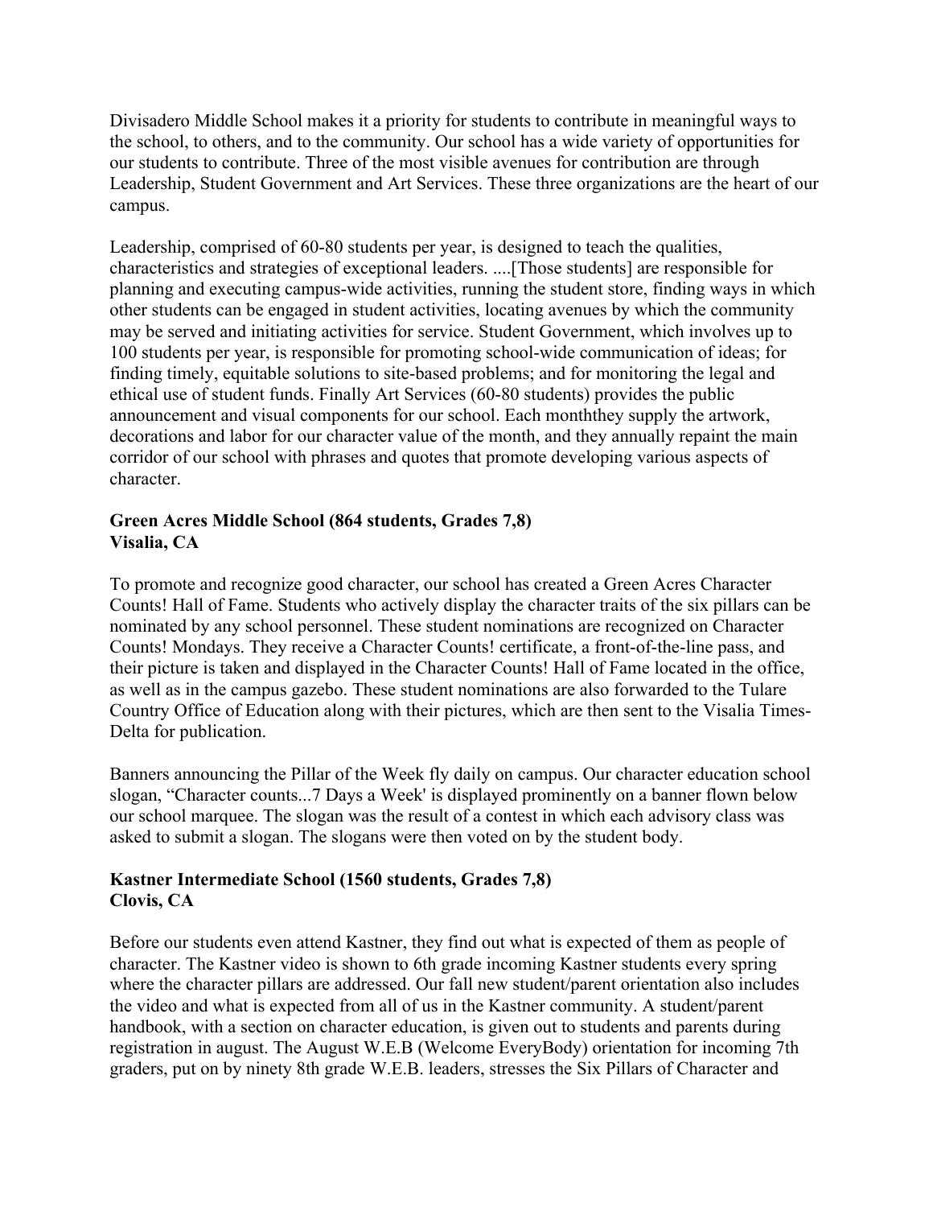Divisadero Middle School makes it a priority for students to contribute in meaningful ways to the school, to others, and to the community. Our school has a wide variety of opportunities for our students to contribute. Three of the most visible avenues for contribution are through Leadership, Student Government and Art Services. These three organizations are the heart of our campus.

Leadership, comprised of 60-80 students per year, is designed to teach the qualities, characteristics and strategies of exceptional leaders. ....[Those students] are responsible for planning and executing campus-wide activities, running the student store, finding ways in which other students can be engaged in student activities, locating avenues by which the community may be served and initiating activities for service. Student Government, which involves up to 100 students per year, is responsible for promoting school-wide communication of ideas; for finding timely, equitable solutions to site-based problems; and for monitoring the legal and ethical use of student funds. Finally Art Services (60-80 students) provides the public announcement and visual components for our school. Each monththey supply the artwork, decorations and labor for our character value of the month, and they annually repaint the main corridor of our school with phrases and quotes that promote developing various aspects of character.

**Green Acres Middle School (864 students, Grades 7,8)**
**Visalia, CA**

To promote and recognize good character, our school has created a Green Acres Character Counts! Hall of Fame. Students who actively display the character traits of the six pillars can be nominated by any school personnel. These student nominations are recognized on Character Counts! Mondays. They receive a Character Counts! certificate, a front-of-the-line pass, and their picture is taken and displayed in the Character Counts! Hall of Fame located in the office, as well as in the campus gazebo. These student nominations are also forwarded to the Tulare Country Office of Education along with their pictures, which are then sent to the Visalia Times-Delta for publication.

Banners announcing the Pillar of the Week fly daily on campus. Our character education school slogan, "Character counts...7 Days a Week' is displayed prominently on a banner flown below our school marquee. The slogan was the result of a contest in which each advisory class was asked to submit a slogan. The slogans were then voted on by the student body.

**Kastner Intermediate School (1560 students, Grades 7,8)**
**Clovis, CA**

Before our students even attend Kastner, they find out what is expected of them as people of character. The Kastner video is shown to 6th grade incoming Kastner students every spring where the character pillars are addressed. Our fall new student/parent orientation also includes the video and what is expected from all of us in the Kastner community. A student/parent handbook, with a section on character education, is given out to students and parents during registration in august. The August W.E.B (Welcome EveryBody) orientation for incoming 7th graders, put on by ninety 8th grade W.E.B. leaders, stresses the Six Pillars of Character and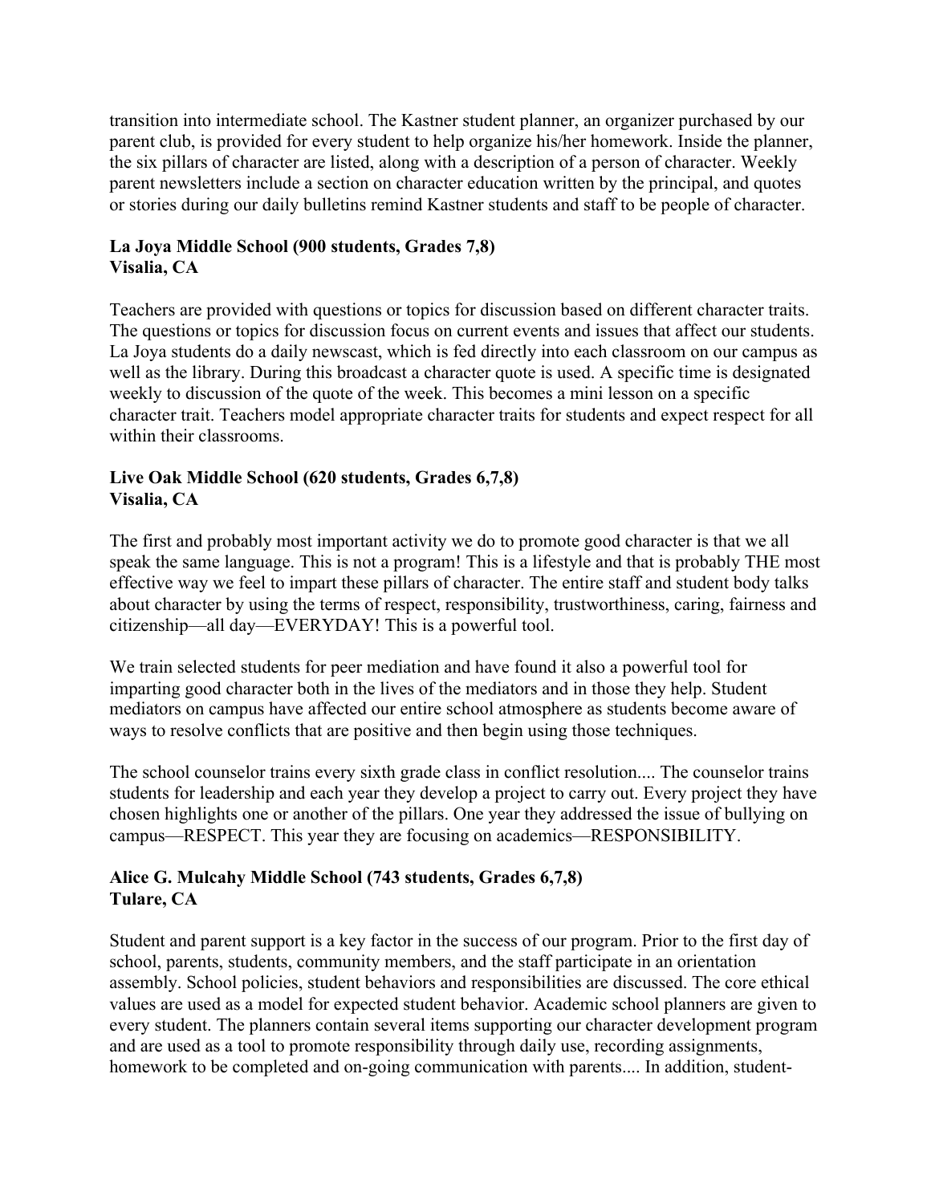transition into intermediate school. The Kastner student planner, an organizer purchased by our parent club, is provided for every student to help organize his/her homework. Inside the planner, the six pillars of character are listed, along with a description of a person of character. Weekly parent newsletters include a section on character education written by the principal, and quotes or stories during our daily bulletins remind Kastner students and staff to be people of character.

**La Joya Middle School (900 students, Grades 7,8)**
**Visalia, CA**

Teachers are provided with questions or topics for discussion based on different character traits. The questions or topics for discussion focus on current events and issues that affect our students. La Joya students do a daily newscast, which is fed directly into each classroom on our campus as well as the library. During this broadcast a character quote is used. A specific time is designated weekly to discussion of the quote of the week. This becomes a mini lesson on a specific character trait. Teachers model appropriate character traits for students and expect respect for all within their classrooms.

**Live Oak Middle School (620 students, Grades 6,7,8)**
**Visalia, CA**

The first and probably most important activity we do to promote good character is that we all speak the same language. This is not a program! This is a lifestyle and that is probably THE most effective way we feel to impart these pillars of character. The entire staff and student body talks about character by using the terms of respect, responsibility, trustworthiness, caring, fairness and citizenship—all day—EVERYDAY! This is a powerful tool.

We train selected students for peer mediation and have found it also a powerful tool for imparting good character both in the lives of the mediators and in those they help. Student mediators on campus have affected our entire school atmosphere as students become aware of ways to resolve conflicts that are positive and then begin using those techniques.

The school counselor trains every sixth grade class in conflict resolution.... The counselor trains students for leadership and each year they develop a project to carry out. Every project they have chosen highlights one or another of the pillars. One year they addressed the issue of bullying on campus—RESPECT. This year they are focusing on academics—RESPONSIBILITY.

**Alice G. Mulcahy Middle School (743 students, Grades 6,7,8)**
**Tulare, CA**

Student and parent support is a key factor in the success of our program. Prior to the first day of school, parents, students, community members, and the staff participate in an orientation assembly. School policies, student behaviors and responsibilities are discussed. The core ethical values are used as a model for expected student behavior. Academic school planners are given to every student. The planners contain several items supporting our character development program and are used as a tool to promote responsibility through daily use, recording assignments, homework to be completed and on-going communication with parents.... In addition, student-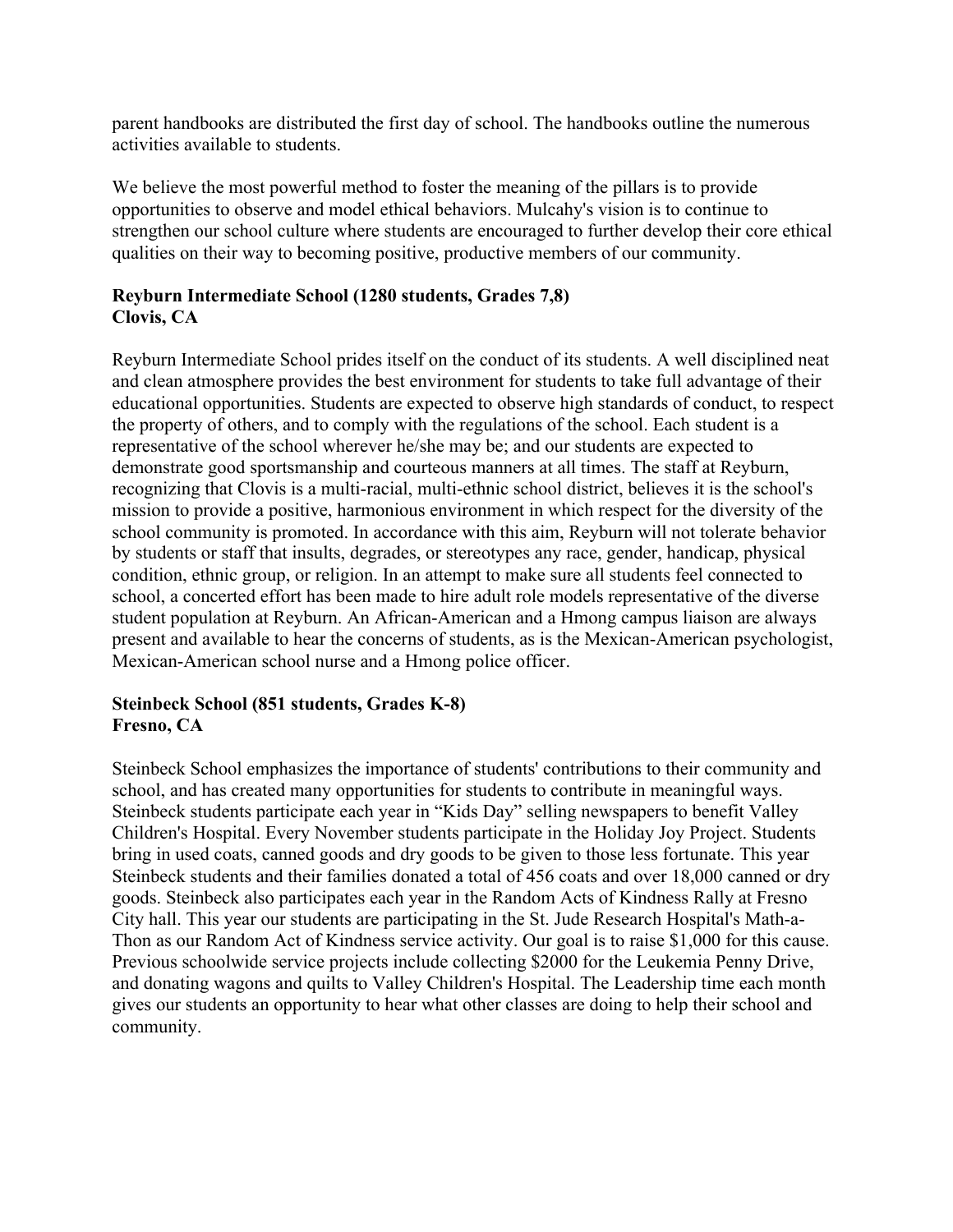parent handbooks are distributed the first day of school. The handbooks outline the numerous activities available to students.

We believe the most powerful method to foster the meaning of the pillars is to provide opportunities to observe and model ethical behaviors. Mulcahy's vision is to continue to strengthen our school culture where students are encouraged to further develop their core ethical qualities on their way to becoming positive, productive members of our community.

**Reyburn Intermediate School (1280 students, Grades 7,8)**
**Clovis, CA**

Reyburn Intermediate School prides itself on the conduct of its students. A well disciplined neat and clean atmosphere provides the best environment for students to take full advantage of their educational opportunities. Students are expected to observe high standards of conduct, to respect the property of others, and to comply with the regulations of the school. Each student is a representative of the school wherever he/she may be; and our students are expected to demonstrate good sportsmanship and courteous manners at all times. The staff at Reyburn, recognizing that Clovis is a multi-racial, multi-ethnic school district, believes it is the school's mission to provide a positive, harmonious environment in which respect for the diversity of the school community is promoted. In accordance with this aim, Reyburn will not tolerate behavior by students or staff that insults, degrades, or stereotypes any race, gender, handicap, physical condition, ethnic group, or religion. In an attempt to make sure all students feel connected to school, a concerted effort has been made to hire adult role models representative of the diverse student population at Reyburn. An African-American and a Hmong campus liaison are always present and available to hear the concerns of students, as is the Mexican-American psychologist, Mexican-American school nurse and a Hmong police officer.

**Steinbeck School (851 students, Grades K-8)**
**Fresno, CA**

Steinbeck School emphasizes the importance of students' contributions to their community and school, and has created many opportunities for students to contribute in meaningful ways. Steinbeck students participate each year in "Kids Day" selling newspapers to benefit Valley Children's Hospital. Every November students participate in the Holiday Joy Project. Students bring in used coats, canned goods and dry goods to be given to those less fortunate. This year Steinbeck students and their families donated a total of 456 coats and over 18,000 canned or dry goods. Steinbeck also participates each year in the Random Acts of Kindness Rally at Fresno City hall. This year our students are participating in the St. Jude Research Hospital's Math-a-Thon as our Random Act of Kindness service activity. Our goal is to raise $1,000 for this cause. Previous schoolwide service projects include collecting $2000 for the Leukemia Penny Drive, and donating wagons and quilts to Valley Children's Hospital. The Leadership time each month gives our students an opportunity to hear what other classes are doing to help their school and community.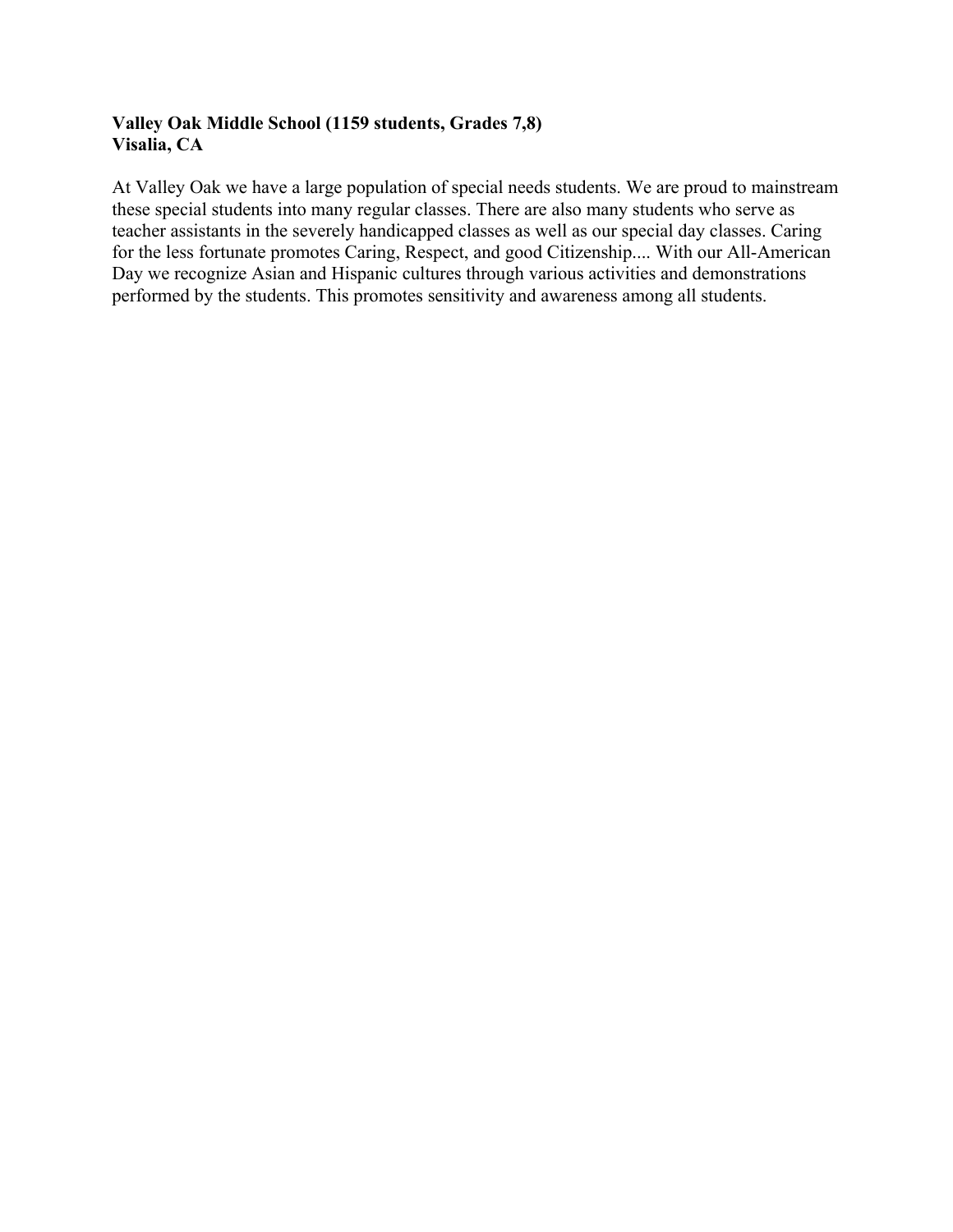**Valley Oak Middle School (1159 students, Grades 7,8)**
**Visalia, CA**

At Valley Oak we have a large population of special needs students. We are proud to mainstream these special students into many regular classes. There are also many students who serve as teacher assistants in the severely handicapped classes as well as our special day classes. Caring for the less fortunate promotes Caring, Respect, and good Citizenship.... With our All-American Day we recognize Asian and Hispanic cultures through various activities and demonstrations performed by the students. This promotes sensitivity and awareness among all students.